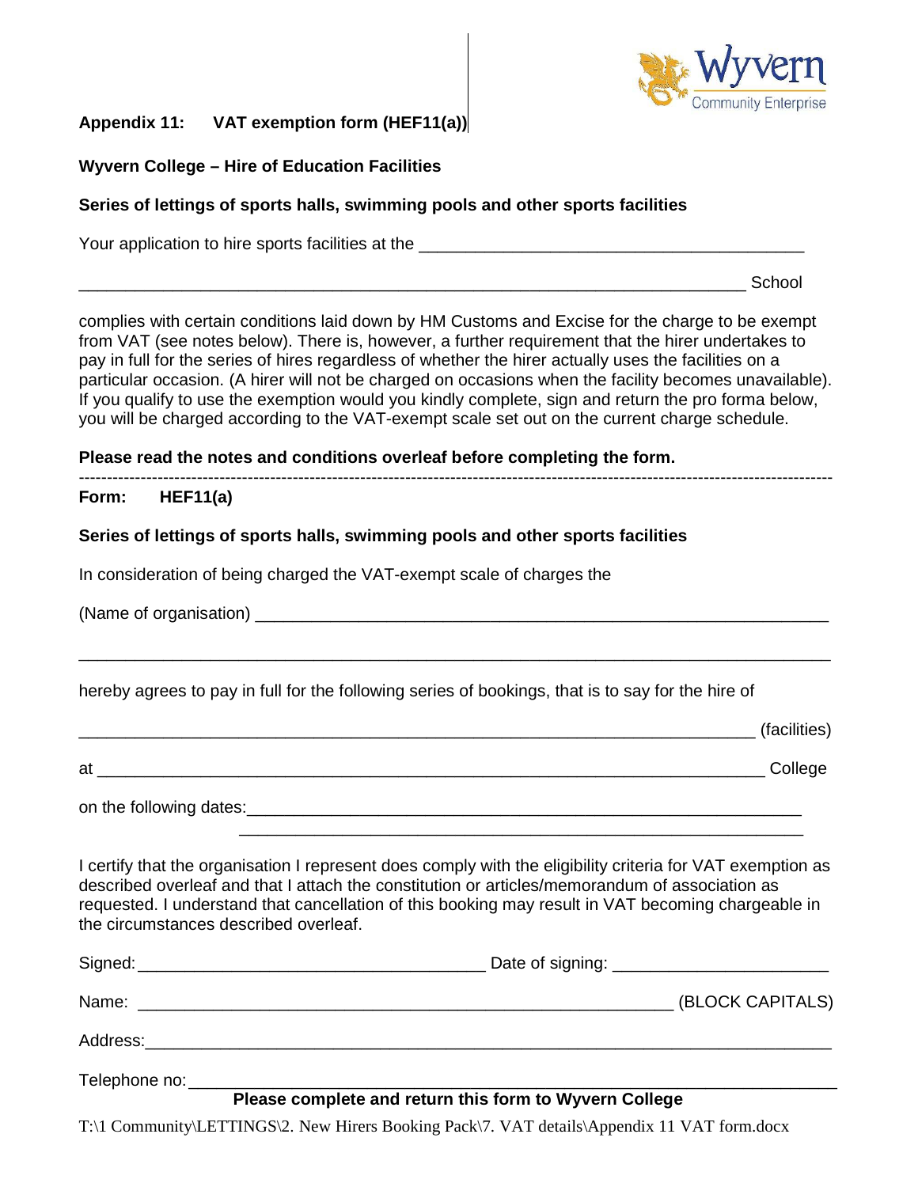**Appendix 11: VAT exemption form (HEF11(a))**

**Wyvern College – Hire of Education Facilities**

**Series of lettings of sports halls, swimming pools and other sports facilities**

Your application to hire sports facilities at the ________________________________________

______________________________________________________________________ School

complies with certain conditions laid down by HM Customs and Excise for the charge to be exempt from VAT (see notes below). There is, however, a further requirement that the hirer undertakes to pay in full for the series of hires regardless of whether the hirer actually uses the facilities on a particular occasion. (A hirer will not be charged on occasions when the facility becomes unavailable). If you qualify to use the exemption would you kindly complete, sign and return the pro forma below, you will be charged according to the VAT-exempt scale set out on the current charge schedule.

**Please read the notes and conditions overleaf before completing the form.**

---

**Form: HEF11(a)**

**Series of lettings of sports halls, swimming pools and other sports facilities**

In consideration of being charged the VAT-exempt scale of charges the

(Name of organisation) ____________________________________________________________

_______________________________________________________________________________

hereby agrees to pay in full for the following series of bookings, that is to say for the hire of

______________________________________________________________________ (facilities)

at ____________________________________________________________________ College

on the following dates:_____________________________________________________________
_____________________________________________________________

I certify that the organisation I represent does comply with the eligibility criteria for VAT exemption as described overleaf and that I attach the constitution or articles/memorandum of association as requested. I understand that cancellation of this booking may result in VAT becoming chargeable in the circumstances described overleaf.

Signed:____________________________________ Date of signing: _______________________

Name: _______________________________________________________ (BLOCK CAPITALS)

Address:_______________________________________________________________________

Telephone no:___________________________________________________________________

**Please complete and return this form to Wyvern College**

T:\1 Community\LETTINGS\2. New Hirers Booking Pack\7. VAT details\Appendix 11 VAT form.docx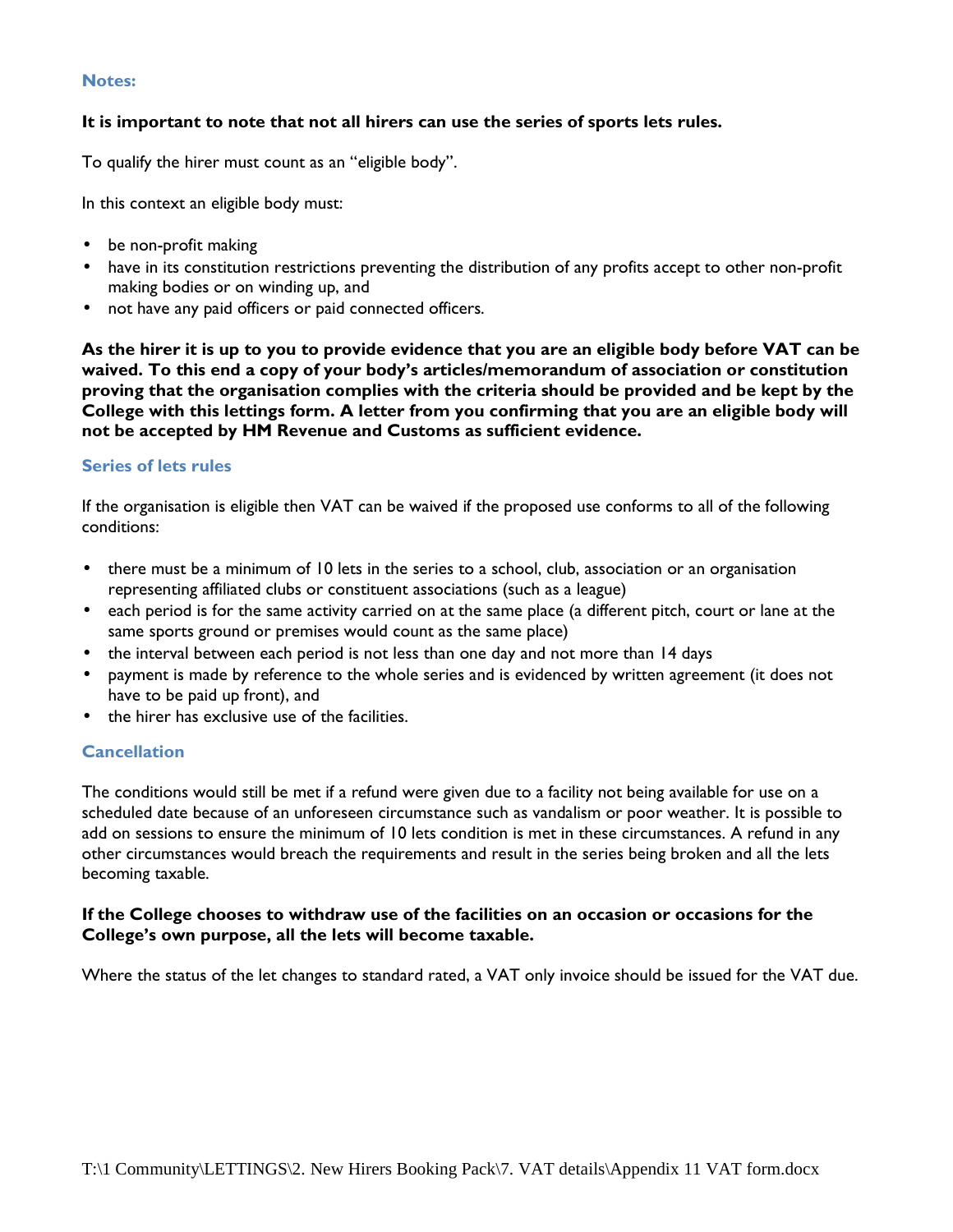**Notes:**

**It is important to note that not all hirers can use the series of sports lets rules.**

To qualify the hirer must count as an "eligible body".

In this context an eligible body must:

- be non-profit making
- have in its constitution restrictions preventing the distribution of any profits accept to other non-profit making bodies or on winding up, and
- not have any paid officers or paid connected officers.

**As the hirer it is up to you to provide evidence that you are an eligible body before VAT can be waived. To this end a copy of your body's articles/memorandum of association or constitution proving that the organisation complies with the criteria should be provided and be kept by the College with this lettings form. A letter from you confirming that you are an eligible body will not be accepted by HM Revenue and Customs as sufficient evidence.**

**Series of lets rules**

If the organisation is eligible then VAT can be waived if the proposed use conforms to all of the following conditions:

- there must be a minimum of 10 lets in the series to a school, club, association or an organisation representing affiliated clubs or constituent associations (such as a league)
- each period is for the same activity carried on at the same place (a different pitch, court or lane at the same sports ground or premises would count as the same place)
- the interval between each period is not less than one day and not more than 14 days
- payment is made by reference to the whole series and is evidenced by written agreement (it does not have to be paid up front), and
- the hirer has exclusive use of the facilities.

**Cancellation**

The conditions would still be met if a refund were given due to a facility not being available for use on a scheduled date because of an unforeseen circumstance such as vandalism or poor weather. It is possible to add on sessions to ensure the minimum of 10 lets condition is met in these circumstances. A refund in any other circumstances would breach the requirements and result in the series being broken and all the lets becoming taxable.

**If the College chooses to withdraw use of the facilities on an occasion or occasions for the College's own purpose, all the lets will become taxable.**

Where the status of the let changes to standard rated, a VAT only invoice should be issued for the VAT due.